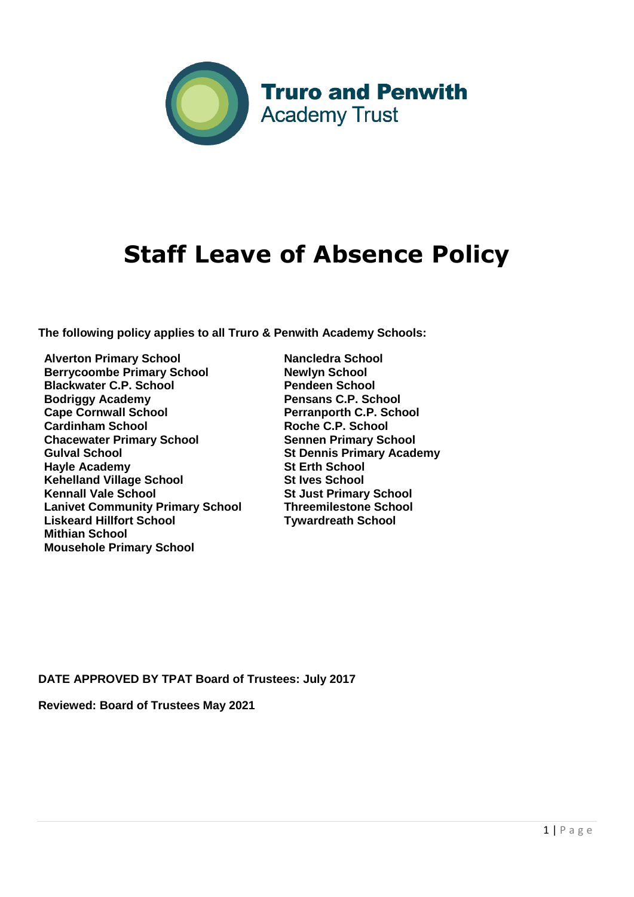Truro and Penwith
Academy Trust

# Staff Leave of Absence Policy

**The following policy applies to all Truro & Penwith Academy Schools:**

**Alverton Primary School**
**Berrycoombe Primary School**
**Blackwater C.P. School**
**Bodriggy Academy**
**Cape Cornwall School**
**Cardinham School**
**Chacewater Primary School**
**Gulval School**
**Hayle Academy**
**Kehelland Village School**
**Kennall Vale School**
**Lanivet Community Primary School**
**Liskeard Hillfort School**
**Mithian School**
**Mousehole Primary School**
**Nancledra School**
**Newlyn School**
**Pendeen School**
**Pensans C.P. School**
**Perranporth C.P. School**
**Roche C.P. School**
**Sennen Primary School**
**St Dennis Primary Academy**
**St Erth School**
**St Ives School**
**St Just Primary School**
**Threemilestone School**
**Tywardreath School**

**DATE APPROVED BY TPAT Board of Trustees: July 2017**

**Reviewed: Board of Trustees May 2021**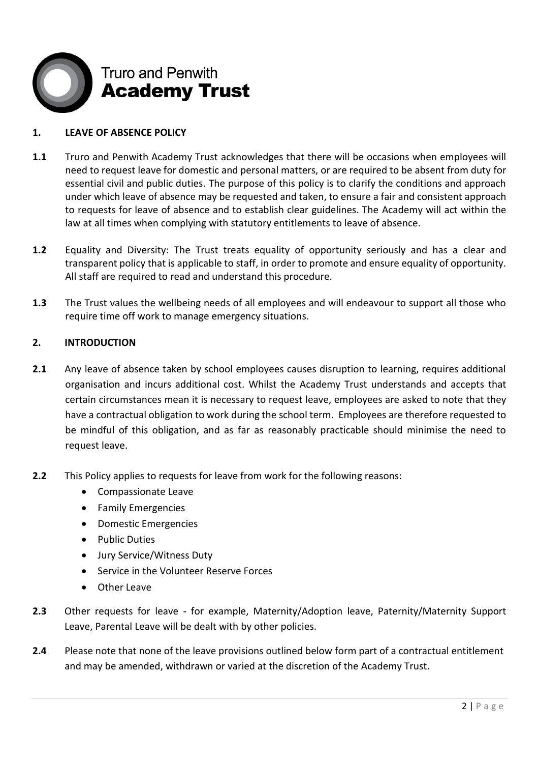Truro and Penwith
**Academy Trust**

## 1. LEAVE OF ABSENCE POLICY

**1.1** Truro and Penwith Academy Trust acknowledges that there will be occasions when employees will need to request leave for domestic and personal matters, or are required to be absent from duty for essential civil and public duties. The purpose of this policy is to clarify the conditions and approach under which leave of absence may be requested and taken, to ensure a fair and consistent approach to requests for leave of absence and to establish clear guidelines. The Academy will act within the law at all times when complying with statutory entitlements to leave of absence.

**1.2** Equality and Diversity: The Trust treats equality of opportunity seriously and has a clear and transparent policy that is applicable to staff, in order to promote and ensure equality of opportunity. All staff are required to read and understand this procedure.

**1.3** The Trust values the wellbeing needs of all employees and will endeavour to support all those who require time off work to manage emergency situations.

## 2. INTRODUCTION

**2.1** Any leave of absence taken by school employees causes disruption to learning, requires additional organisation and incurs additional cost. Whilst the Academy Trust understands and accepts that certain circumstances mean it is necessary to request leave, employees are asked to note that they have a contractual obligation to work during the school term. Employees are therefore requested to be mindful of this obligation, and as far as reasonably practicable should minimise the need to request leave.

**2.2** This Policy applies to requests for leave from work for the following reasons:

- Compassionate Leave
- Family Emergencies
- Domestic Emergencies
- Public Duties
- Jury Service/Witness Duty
- Service in the Volunteer Reserve Forces
- Other Leave

**2.3** Other requests for leave - for example, Maternity/Adoption leave, Paternity/Maternity Support Leave, Parental Leave will be dealt with by other policies.

**2.4** Please note that none of the leave provisions outlined below form part of a contractual entitlement and may be amended, withdrawn or varied at the discretion of the Academy Trust.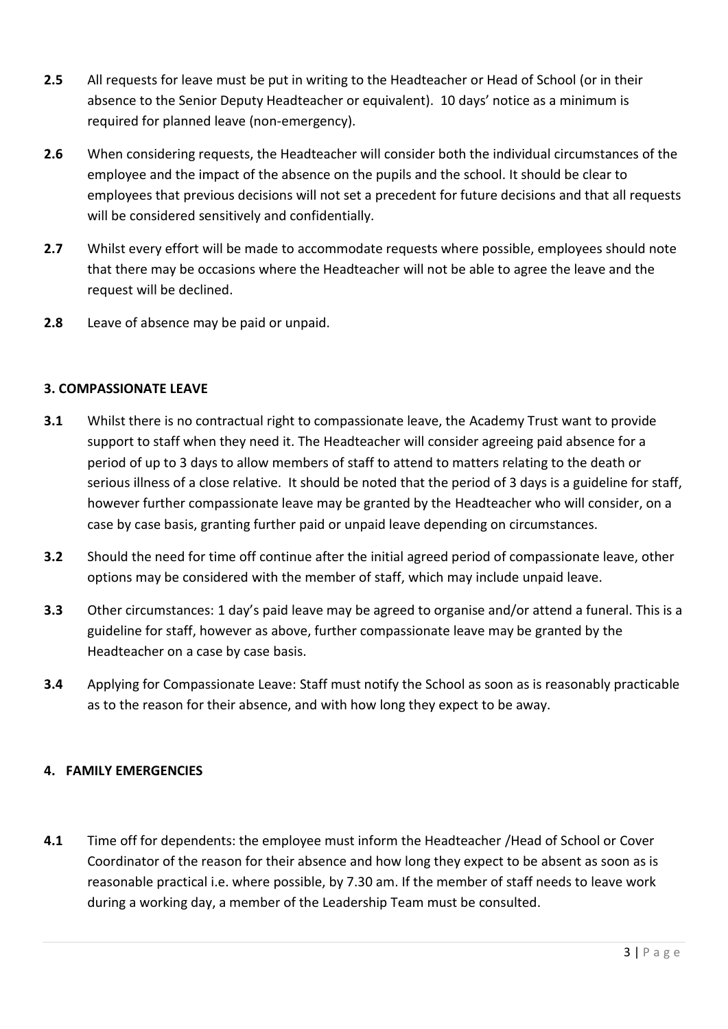**2.5** All requests for leave must be put in writing to the Headteacher or Head of School (or in their absence to the Senior Deputy Headteacher or equivalent). 10 days' notice as a minimum is required for planned leave (non-emergency).

**2.6** When considering requests, the Headteacher will consider both the individual circumstances of the employee and the impact of the absence on the pupils and the school. It should be clear to employees that previous decisions will not set a precedent for future decisions and that all requests will be considered sensitively and confidentially.

**2.7** Whilst every effort will be made to accommodate requests where possible, employees should note that there may be occasions where the Headteacher will not be able to agree the leave and the request will be declined.

**2.8** Leave of absence may be paid or unpaid.

## 3. COMPASSIONATE LEAVE

**3.1** Whilst there is no contractual right to compassionate leave, the Academy Trust want to provide support to staff when they need it. The Headteacher will consider agreeing paid absence for a period of up to 3 days to allow members of staff to attend to matters relating to the death or serious illness of a close relative. It should be noted that the period of 3 days is a guideline for staff, however further compassionate leave may be granted by the Headteacher who will consider, on a case by case basis, granting further paid or unpaid leave depending on circumstances.

**3.2** Should the need for time off continue after the initial agreed period of compassionate leave, other options may be considered with the member of staff, which may include unpaid leave.

**3.3** Other circumstances: 1 day's paid leave may be agreed to organise and/or attend a funeral. This is a guideline for staff, however as above, further compassionate leave may be granted by the Headteacher on a case by case basis.

**3.4** Applying for Compassionate Leave: Staff must notify the School as soon as is reasonably practicable as to the reason for their absence, and with how long they expect to be away.

## 4. FAMILY EMERGENCIES

**4.1** Time off for dependents: the employee must inform the Headteacher /Head of School or Cover Coordinator of the reason for their absence and how long they expect to be absent as soon as is reasonable practical i.e. where possible, by 7.30 am. If the member of staff needs to leave work during a working day, a member of the Leadership Team must be consulted.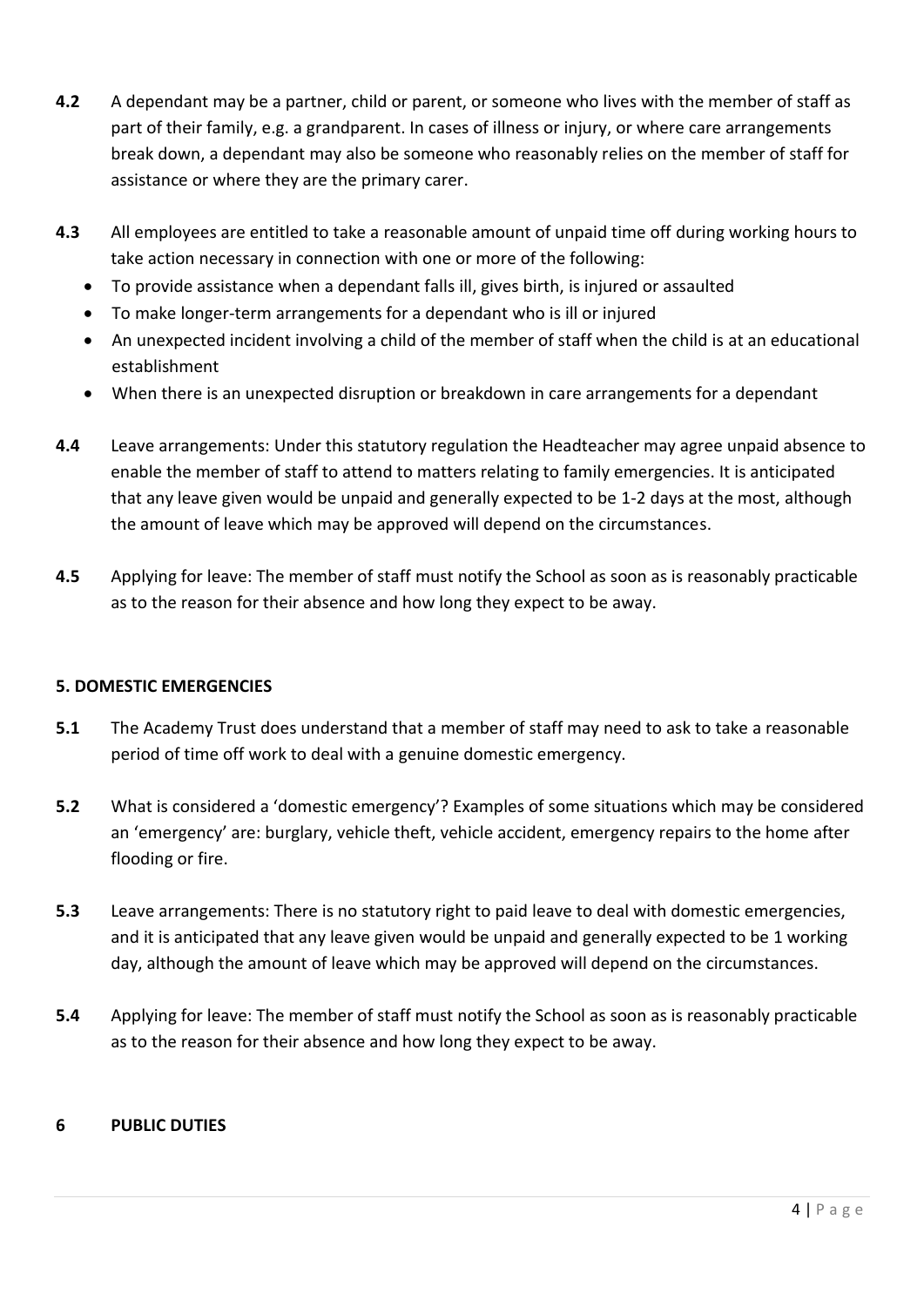**4.2** A dependant may be a partner, child or parent, or someone who lives with the member of staff as part of their family, e.g. a grandparent. In cases of illness or injury, or where care arrangements break down, a dependant may also be someone who reasonably relies on the member of staff for assistance or where they are the primary carer.

**4.3** All employees are entitled to take a reasonable amount of unpaid time off during working hours to take action necessary in connection with one or more of the following:

- To provide assistance when a dependant falls ill, gives birth, is injured or assaulted
- To make longer-term arrangements for a dependant who is ill or injured
- An unexpected incident involving a child of the member of staff when the child is at an educational establishment
- When there is an unexpected disruption or breakdown in care arrangements for a dependant

**4.4** Leave arrangements: Under this statutory regulation the Headteacher may agree unpaid absence to enable the member of staff to attend to matters relating to family emergencies. It is anticipated that any leave given would be unpaid and generally expected to be 1-2 days at the most, although the amount of leave which may be approved will depend on the circumstances.

**4.5** Applying for leave: The member of staff must notify the School as soon as is reasonably practicable as to the reason for their absence and how long they expect to be away.

## 5. DOMESTIC EMERGENCIES

**5.1** The Academy Trust does understand that a member of staff may need to ask to take a reasonable period of time off work to deal with a genuine domestic emergency.

**5.2** What is considered a 'domestic emergency'? Examples of some situations which may be considered an 'emergency' are: burglary, vehicle theft, vehicle accident, emergency repairs to the home after flooding or fire.

**5.3** Leave arrangements: There is no statutory right to paid leave to deal with domestic emergencies, and it is anticipated that any leave given would be unpaid and generally expected to be 1 working day, although the amount of leave which may be approved will depend on the circumstances.

**5.4** Applying for leave: The member of staff must notify the School as soon as is reasonably practicable as to the reason for their absence and how long they expect to be away.

## 6 PUBLIC DUTIES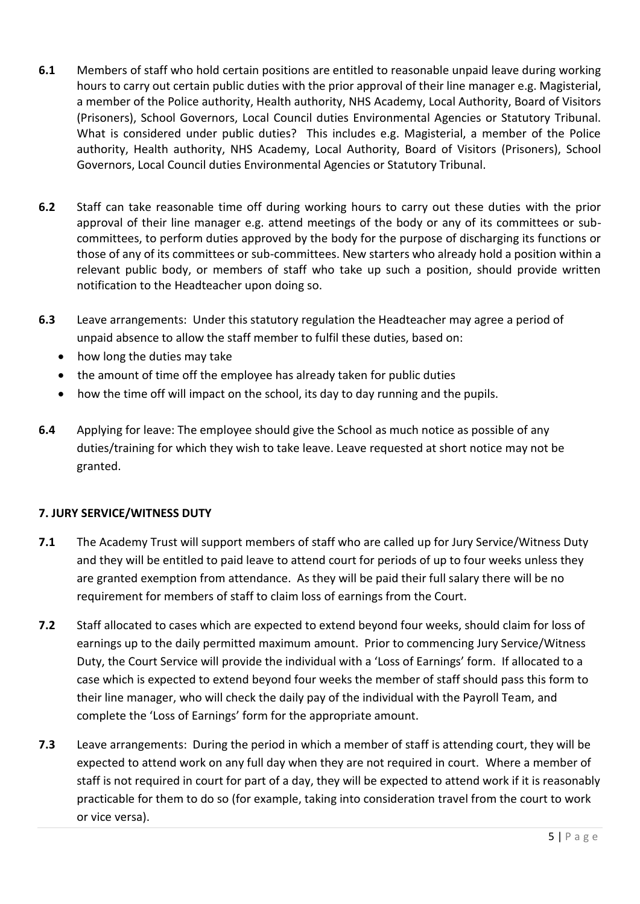**6.1** Members of staff who hold certain positions are entitled to reasonable unpaid leave during working hours to carry out certain public duties with the prior approval of their line manager e.g. Magisterial, a member of the Police authority, Health authority, NHS Academy, Local Authority, Board of Visitors (Prisoners), School Governors, Local Council duties Environmental Agencies or Statutory Tribunal. What is considered under public duties? This includes e.g. Magisterial, a member of the Police authority, Health authority, NHS Academy, Local Authority, Board of Visitors (Prisoners), School Governors, Local Council duties Environmental Agencies or Statutory Tribunal.

**6.2** Staff can take reasonable time off during working hours to carry out these duties with the prior approval of their line manager e.g. attend meetings of the body or any of its committees or sub-committees, to perform duties approved by the body for the purpose of discharging its functions or those of any of its committees or sub-committees. New starters who already hold a position within a relevant public body, or members of staff who take up such a position, should provide written notification to the Headteacher upon doing so.

**6.3** Leave arrangements: Under this statutory regulation the Headteacher may agree a period of unpaid absence to allow the staff member to fulfil these duties, based on:

- how long the duties may take
- the amount of time off the employee has already taken for public duties
- how the time off will impact on the school, its day to day running and the pupils.

**6.4** Applying for leave: The employee should give the School as much notice as possible of any duties/training for which they wish to take leave. Leave requested at short notice may not be granted.

## 7. JURY SERVICE/WITNESS DUTY

**7.1** The Academy Trust will support members of staff who are called up for Jury Service/Witness Duty and they will be entitled to paid leave to attend court for periods of up to four weeks unless they are granted exemption from attendance. As they will be paid their full salary there will be no requirement for members of staff to claim loss of earnings from the Court.

**7.2** Staff allocated to cases which are expected to extend beyond four weeks, should claim for loss of earnings up to the daily permitted maximum amount. Prior to commencing Jury Service/Witness Duty, the Court Service will provide the individual with a 'Loss of Earnings' form. If allocated to a case which is expected to extend beyond four weeks the member of staff should pass this form to their line manager, who will check the daily pay of the individual with the Payroll Team, and complete the 'Loss of Earnings' form for the appropriate amount.

**7.3** Leave arrangements: During the period in which a member of staff is attending court, they will be expected to attend work on any full day when they are not required in court. Where a member of staff is not required in court for part of a day, they will be expected to attend work if it is reasonably practicable for them to do so (for example, taking into consideration travel from the court to work or vice versa).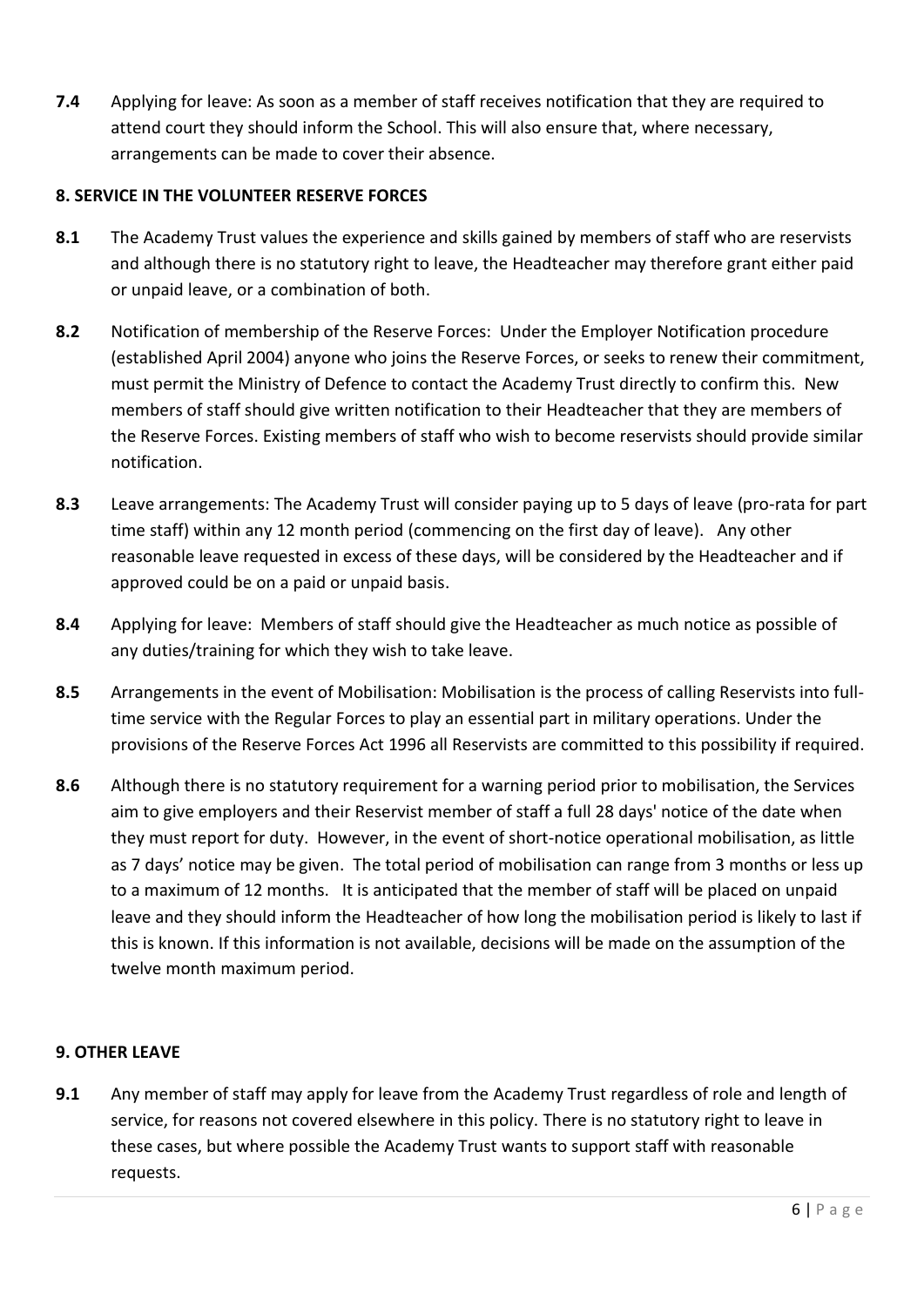**7.4** Applying for leave: As soon as a member of staff receives notification that they are required to attend court they should inform the School. This will also ensure that, where necessary, arrangements can be made to cover their absence.

## 8. SERVICE IN THE VOLUNTEER RESERVE FORCES

**8.1** The Academy Trust values the experience and skills gained by members of staff who are reservists and although there is no statutory right to leave, the Headteacher may therefore grant either paid or unpaid leave, or a combination of both.

**8.2** Notification of membership of the Reserve Forces: Under the Employer Notification procedure (established April 2004) anyone who joins the Reserve Forces, or seeks to renew their commitment, must permit the Ministry of Defence to contact the Academy Trust directly to confirm this. New members of staff should give written notification to their Headteacher that they are members of the Reserve Forces. Existing members of staff who wish to become reservists should provide similar notification.

**8.3** Leave arrangements: The Academy Trust will consider paying up to 5 days of leave (pro-rata for part time staff) within any 12 month period (commencing on the first day of leave). Any other reasonable leave requested in excess of these days, will be considered by the Headteacher and if approved could be on a paid or unpaid basis.

**8.4** Applying for leave: Members of staff should give the Headteacher as much notice as possible of any duties/training for which they wish to take leave.

**8.5** Arrangements in the event of Mobilisation: Mobilisation is the process of calling Reservists into full-time service with the Regular Forces to play an essential part in military operations. Under the provisions of the Reserve Forces Act 1996 all Reservists are committed to this possibility if required.

**8.6** Although there is no statutory requirement for a warning period prior to mobilisation, the Services aim to give employers and their Reservist member of staff a full 28 days' notice of the date when they must report for duty. However, in the event of short-notice operational mobilisation, as little as 7 days' notice may be given. The total period of mobilisation can range from 3 months or less up to a maximum of 12 months. It is anticipated that the member of staff will be placed on unpaid leave and they should inform the Headteacher of how long the mobilisation period is likely to last if this is known. If this information is not available, decisions will be made on the assumption of the twelve month maximum period.

## 9. OTHER LEAVE

**9.1** Any member of staff may apply for leave from the Academy Trust regardless of role and length of service, for reasons not covered elsewhere in this policy. There is no statutory right to leave in these cases, but where possible the Academy Trust wants to support staff with reasonable requests.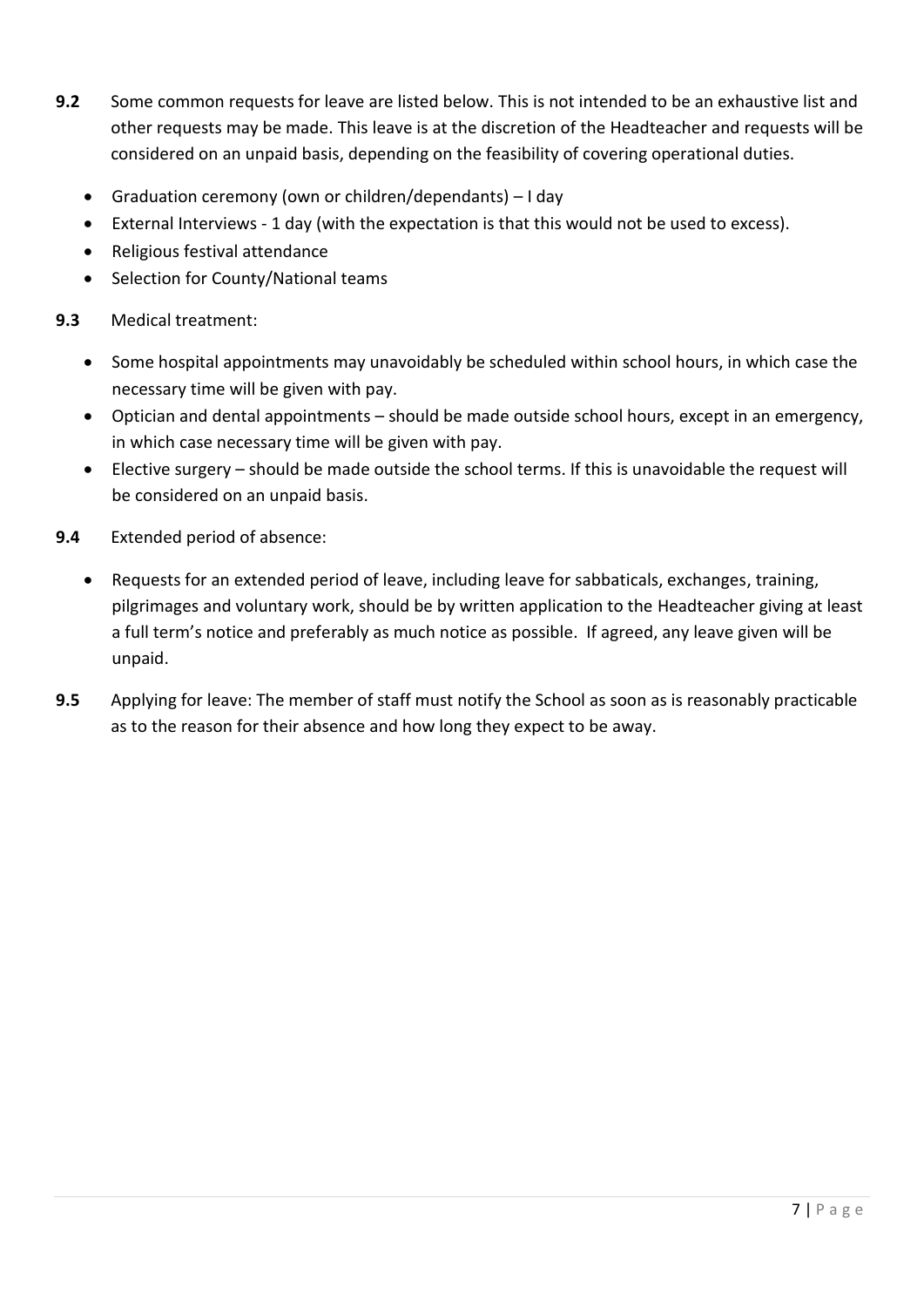**9.2** Some common requests for leave are listed below. This is not intended to be an exhaustive list and other requests may be made. This leave is at the discretion of the Headteacher and requests will be considered on an unpaid basis, depending on the feasibility of covering operational duties.

- Graduation ceremony (own or children/dependants) – I day
- External Interviews - 1 day (with the expectation is that this would not be used to excess).
- Religious festival attendance
- Selection for County/National teams

**9.3** Medical treatment:

- Some hospital appointments may unavoidably be scheduled within school hours, in which case the necessary time will be given with pay.
- Optician and dental appointments – should be made outside school hours, except in an emergency, in which case necessary time will be given with pay.
- Elective surgery – should be made outside the school terms. If this is unavoidable the request will be considered on an unpaid basis.

**9.4** Extended period of absence:

- Requests for an extended period of leave, including leave for sabbaticals, exchanges, training, pilgrimages and voluntary work, should be by written application to the Headteacher giving at least a full term's notice and preferably as much notice as possible. If agreed, any leave given will be unpaid.

**9.5** Applying for leave: The member of staff must notify the School as soon as is reasonably practicable as to the reason for their absence and how long they expect to be away.